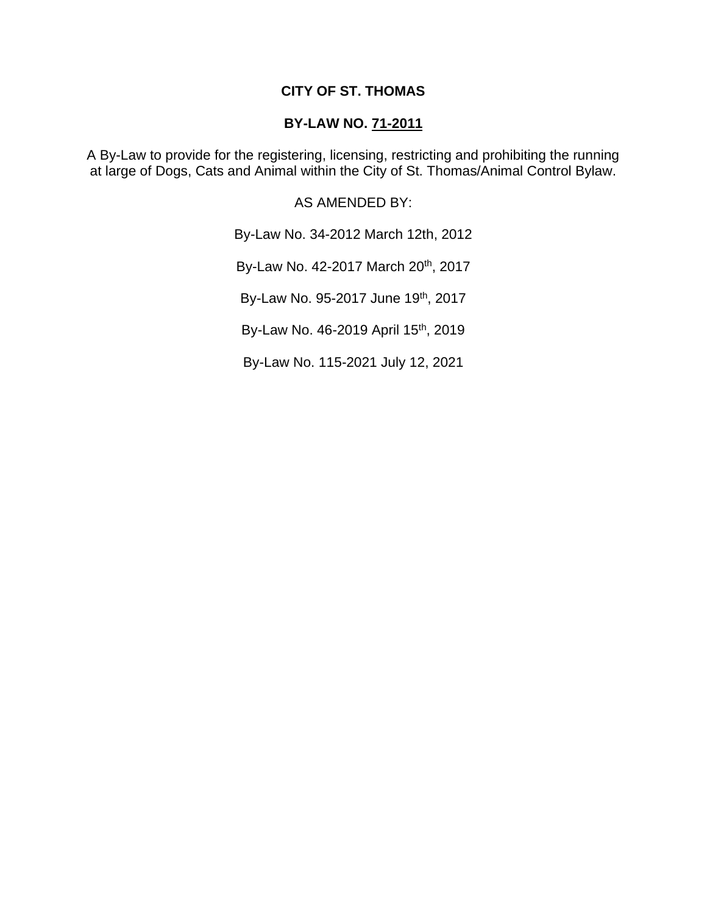# CITY OF ST. THOMAS

## BY-LAW NO. 71-2011

A By-Law to provide for the registering, licensing, restricting and prohibiting the running at large of Dogs, Cats and Animal within the City of St. Thomas/Animal Control Bylaw.

AS AMENDED BY:

By-Law No. 34-2012 March 12th, 2012

By-Law No. 42-2017 March 20th, 2017

By-Law No. 95-2017 June 19th, 2017

By-Law No. 46-2019 April 15th, 2019

By-Law No. 115-2021 July 12, 2021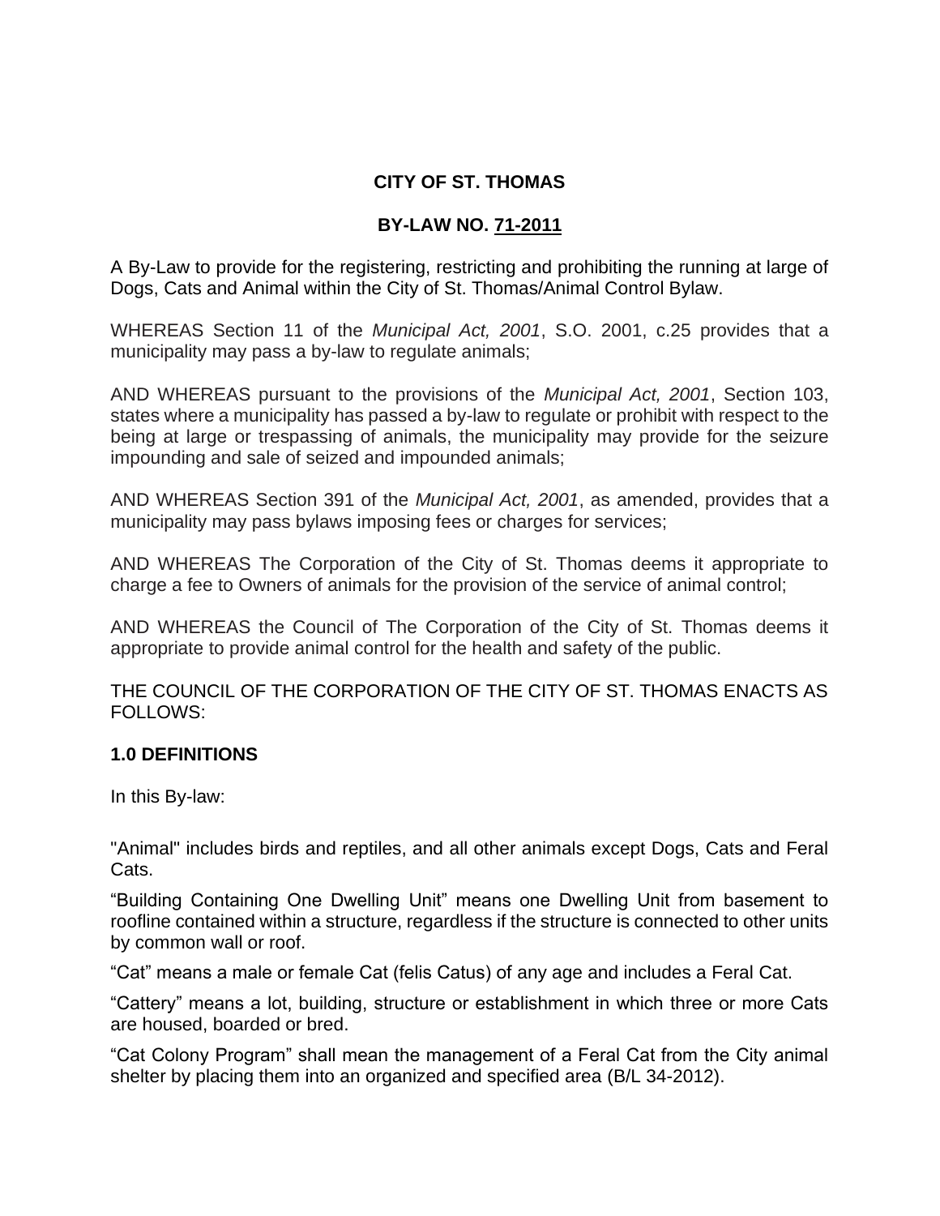**CITY OF ST. THOMAS**

**BY-LAW NO. 71-2011**

A By-Law to provide for the registering, restricting and prohibiting the running at large of Dogs, Cats and Animal within the City of St. Thomas/Animal Control Bylaw.

WHEREAS Section 11 of the *Municipal Act, 2001*, S.O. 2001, c.25 provides that a municipality may pass a by-law to regulate animals;

AND WHEREAS pursuant to the provisions of the *Municipal Act, 2001*, Section 103, states where a municipality has passed a by-law to regulate or prohibit with respect to the being at large or trespassing of animals, the municipality may provide for the seizure impounding and sale of seized and impounded animals;

AND WHEREAS Section 391 of the *Municipal Act, 2001*, as amended, provides that a municipality may pass bylaws imposing fees or charges for services;

AND WHEREAS The Corporation of the City of St. Thomas deems it appropriate to charge a fee to Owners of animals for the provision of the service of animal control;

AND WHEREAS the Council of The Corporation of the City of St. Thomas deems it appropriate to provide animal control for the health and safety of the public.

THE COUNCIL OF THE CORPORATION OF THE CITY OF ST. THOMAS ENACTS AS FOLLOWS:

**1.0 DEFINITIONS**

In this By-law:

"Animal" includes birds and reptiles, and all other animals except Dogs, Cats and Feral Cats.

"Building Containing One Dwelling Unit" means one Dwelling Unit from basement to roofline contained within a structure, regardless if the structure is connected to other units by common wall or roof.

"Cat" means a male or female Cat (felis Catus) of any age and includes a Feral Cat.

"Cattery" means a lot, building, structure or establishment in which three or more Cats are housed, boarded or bred.

"Cat Colony Program" shall mean the management of a Feral Cat from the City animal shelter by placing them into an organized and specified area (B/L 34-2012).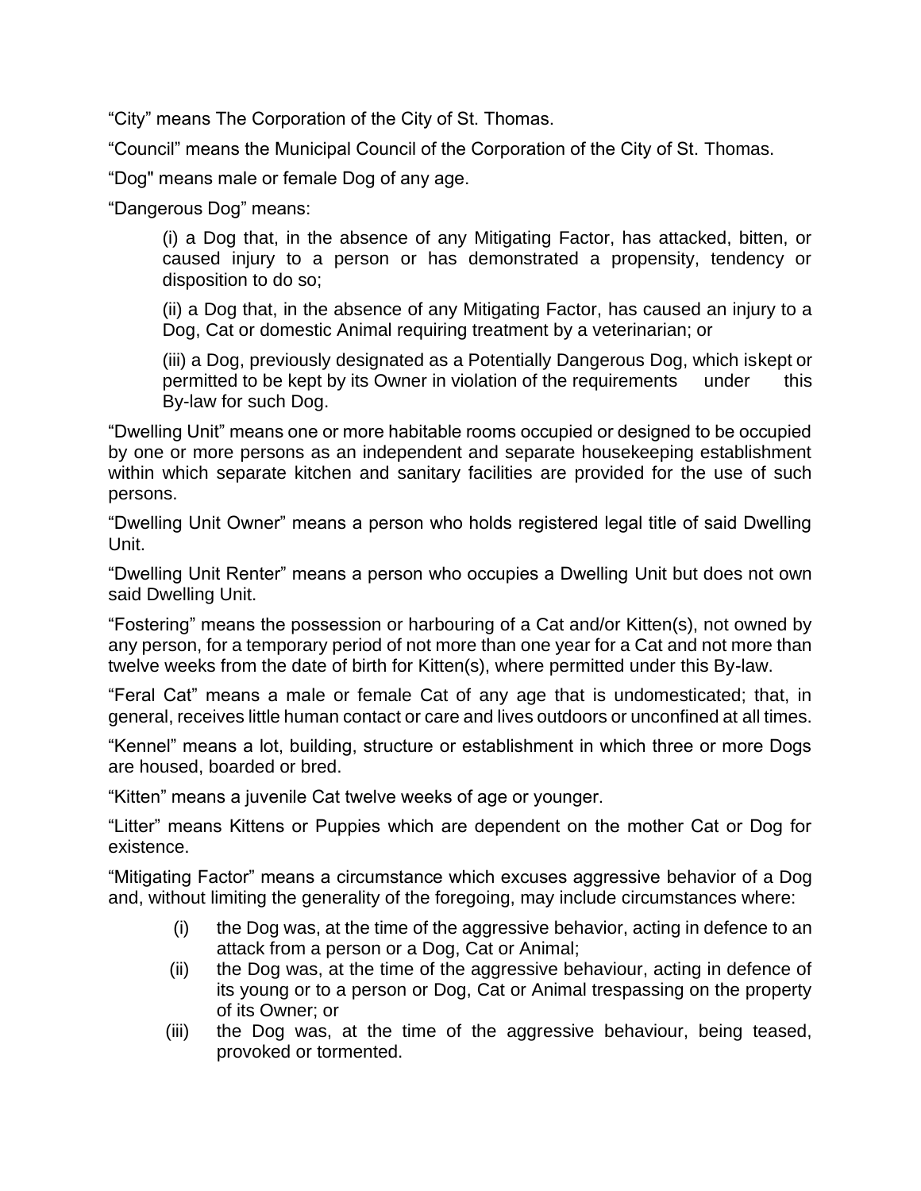"City" means The Corporation of the City of St. Thomas.

"Council" means the Municipal Council of the Corporation of the City of St. Thomas.

"Dog" means male or female Dog of any age.

"Dangerous Dog" means:

(i) a Dog that, in the absence of any Mitigating Factor, has attacked, bitten, or caused injury to a person or has demonstrated a propensity, tendency or disposition to do so;

(ii) a Dog that, in the absence of any Mitigating Factor, has caused an injury to a Dog, Cat or domestic Animal requiring treatment by a veterinarian; or

(iii) a Dog, previously designated as a Potentially Dangerous Dog, which iskept or permitted to be kept by its Owner in violation of the requirements under this By-law for such Dog.

"Dwelling Unit" means one or more habitable rooms occupied or designed to be occupied by one or more persons as an independent and separate housekeeping establishment within which separate kitchen and sanitary facilities are provided for the use of such persons.

"Dwelling Unit Owner" means a person who holds registered legal title of said Dwelling Unit.

"Dwelling Unit Renter" means a person who occupies a Dwelling Unit but does not own said Dwelling Unit.

"Fostering" means the possession or harbouring of a Cat and/or Kitten(s), not owned by any person, for a temporary period of not more than one year for a Cat and not more than twelve weeks from the date of birth for Kitten(s), where permitted under this By-law.

"Feral Cat" means a male or female Cat of any age that is undomesticated; that, in general, receives little human contact or care and lives outdoors or unconfined at all times.

"Kennel" means a lot, building, structure or establishment in which three or more Dogs are housed, boarded or bred.

"Kitten" means a juvenile Cat twelve weeks of age or younger.

"Litter" means Kittens or Puppies which are dependent on the mother Cat or Dog for existence.

"Mitigating Factor" means a circumstance which excuses aggressive behavior of a Dog and, without limiting the generality of the foregoing, may include circumstances where:

(i) the Dog was, at the time of the aggressive behavior, acting in defence to an attack from a person or a Dog, Cat or Animal;

(ii) the Dog was, at the time of the aggressive behaviour, acting in defence of its young or to a person or Dog, Cat or Animal trespassing on the property of its Owner; or

(iii) the Dog was, at the time of the aggressive behaviour, being teased, provoked or tormented.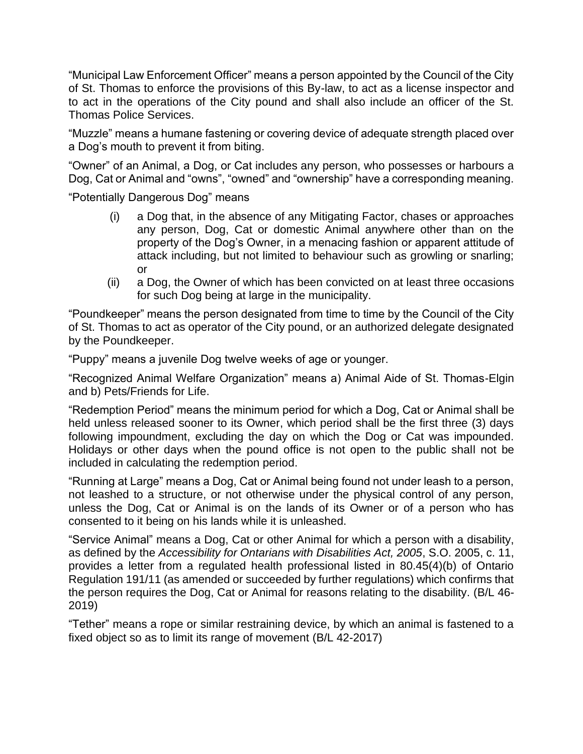“Municipal Law Enforcement Officer” means a person appointed by the Council of the City of St. Thomas to enforce the provisions of this By-law, to act as a license inspector and to act in the operations of the City pound and shall also include an officer of the St. Thomas Police Services.

“Muzzle” means a humane fastening or covering device of adequate strength placed over a Dog’s mouth to prevent it from biting.

“Owner” of an Animal, a Dog, or Cat includes any person, who possesses or harbours a Dog, Cat or Animal and “owns”, “owned” and “ownership” have a corresponding meaning.

“Potentially Dangerous Dog” means

(i) a Dog that, in the absence of any Mitigating Factor, chases or approaches any person, Dog, Cat or domestic Animal anywhere other than on the property of the Dog’s Owner, in a menacing fashion or apparent attitude of attack including, but not limited to behaviour such as growling or snarling; or

(ii) a Dog, the Owner of which has been convicted on at least three occasions for such Dog being at large in the municipality.

“Poundkeeper” means the person designated from time to time by the Council of the City of St. Thomas to act as operator of the City pound, or an authorized delegate designated by the Poundkeeper.

“Puppy” means a juvenile Dog twelve weeks of age or younger.

“Recognized Animal Welfare Organization” means a) Animal Aide of St. Thomas-Elgin and b) Pets/Friends for Life.

“Redemption Period” means the minimum period for which a Dog, Cat or Animal shall be held unless released sooner to its Owner, which period shall be the first three (3) days following impoundment, excluding the day on which the Dog or Cat was impounded. Holidays or other days when the pound office is not open to the public shall not be included in calculating the redemption period.

“Running at Large” means a Dog, Cat or Animal being found not under leash to a person, not leashed to a structure, or not otherwise under the physical control of any person, unless the Dog, Cat or Animal is on the lands of its Owner or of a person who has consented to it being on his lands while it is unleashed.

“Service Animal” means a Dog, Cat or other Animal for which a person with a disability, as defined by the *Accessibility for Ontarians with Disabilities Act, 2005*, S.O. 2005, c. 11, provides a letter from a regulated health professional listed in 80.45(4)(b) of Ontario Regulation 191/11 (as amended or succeeded by further regulations) which confirms that the person requires the Dog, Cat or Animal for reasons relating to the disability. (B/L 46-2019)

“Tether” means a rope or similar restraining device, by which an animal is fastened to a fixed object so as to limit its range of movement (B/L 42-2017)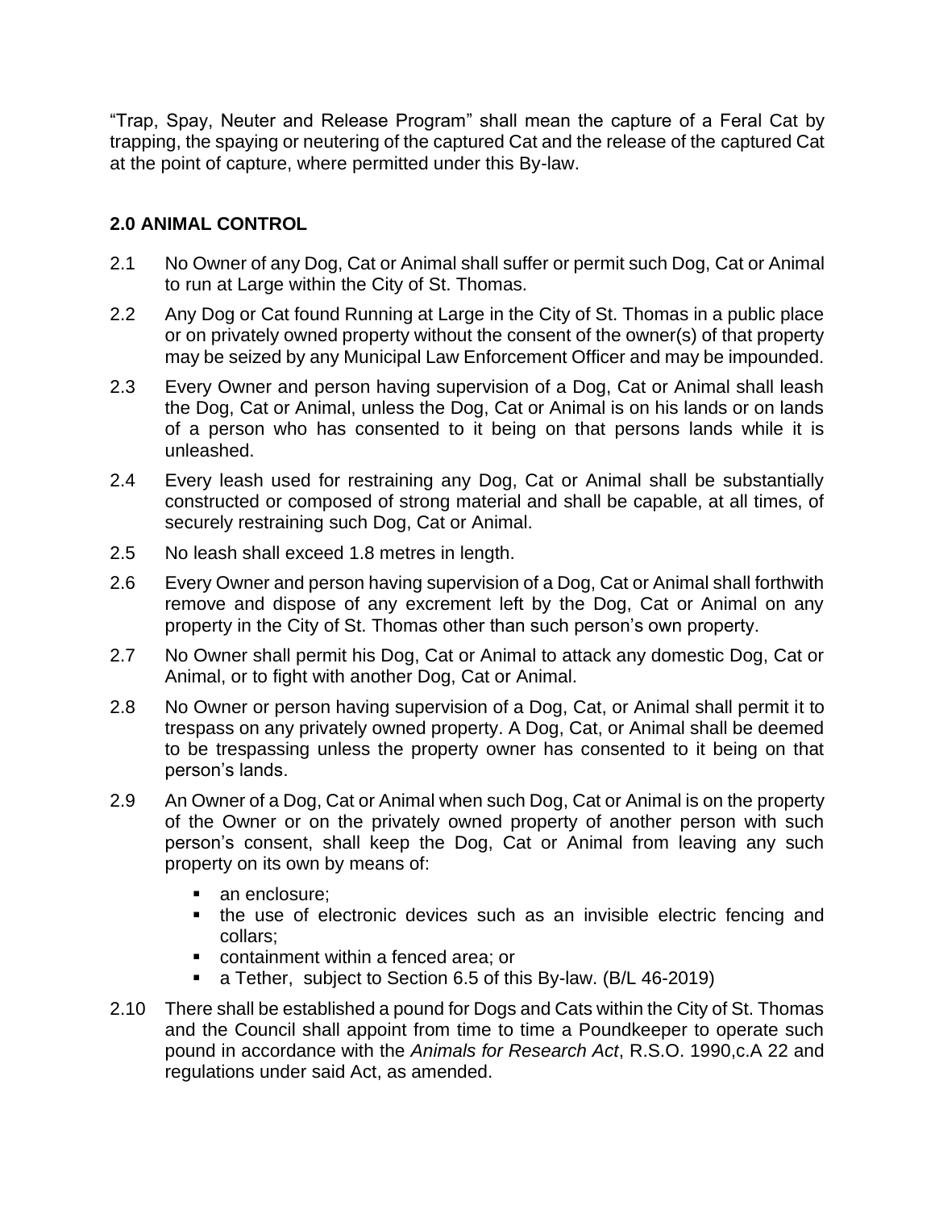"Trap, Spay, Neuter and Release Program" shall mean the capture of a Feral Cat by trapping, the spaying or neutering of the captured Cat and the release of the captured Cat at the point of capture, where permitted under this By-law.

## 2.0 ANIMAL CONTROL

2.1 No Owner of any Dog, Cat or Animal shall suffer or permit such Dog, Cat or Animal to run at Large within the City of St. Thomas.

2.2 Any Dog or Cat found Running at Large in the City of St. Thomas in a public place or on privately owned property without the consent of the owner(s) of that property may be seized by any Municipal Law Enforcement Officer and may be impounded.

2.3 Every Owner and person having supervision of a Dog, Cat or Animal shall leash the Dog, Cat or Animal, unless the Dog, Cat or Animal is on his lands or on lands of a person who has consented to it being on that persons lands while it is unleashed.

2.4 Every leash used for restraining any Dog, Cat or Animal shall be substantially constructed or composed of strong material and shall be capable, at all times, of securely restraining such Dog, Cat or Animal.

2.5 No leash shall exceed 1.8 metres in length.

2.6 Every Owner and person having supervision of a Dog, Cat or Animal shall forthwith remove and dispose of any excrement left by the Dog, Cat or Animal on any property in the City of St. Thomas other than such person's own property.

2.7 No Owner shall permit his Dog, Cat or Animal to attack any domestic Dog, Cat or Animal, or to fight with another Dog, Cat or Animal.

2.8 No Owner or person having supervision of a Dog, Cat, or Animal shall permit it to trespass on any privately owned property. A Dog, Cat, or Animal shall be deemed to be trespassing unless the property owner has consented to it being on that person's lands.

2.9 An Owner of a Dog, Cat or Animal when such Dog, Cat or Animal is on the property of the Owner or on the privately owned property of another person with such person's consent, shall keep the Dog, Cat or Animal from leaving any such property on its own by means of:

- an enclosure;
- the use of electronic devices such as an invisible electric fencing and collars;
- containment within a fenced area; or
- a Tether, subject to Section 6.5 of this By-law. (B/L 46-2019)

2.10 There shall be established a pound for Dogs and Cats within the City of St. Thomas and the Council shall appoint from time to time a Poundkeeper to operate such pound in accordance with the *Animals for Research Act*, R.S.O. 1990,c.A 22 and regulations under said Act, as amended.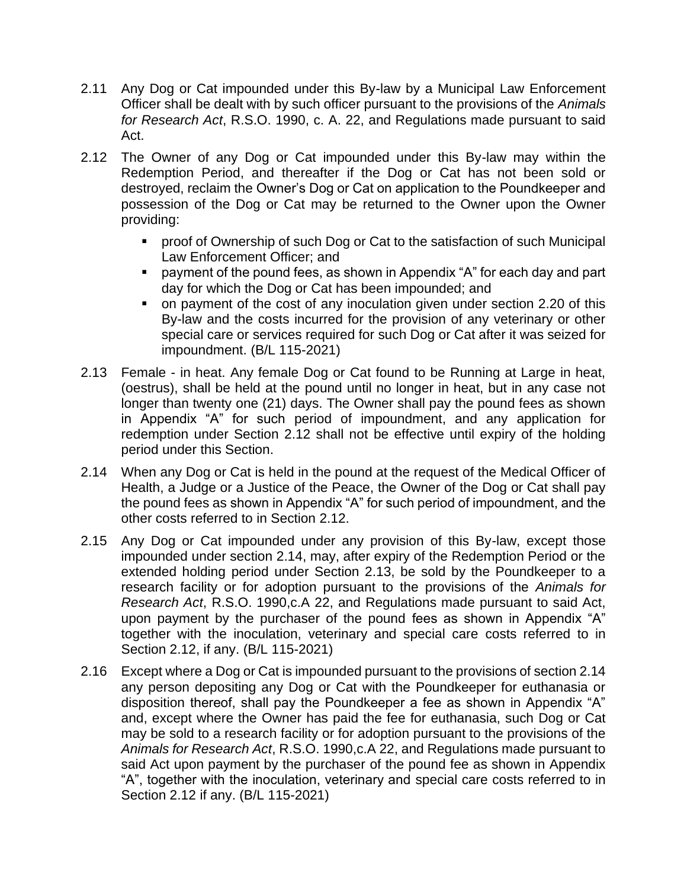2.11 Any Dog or Cat impounded under this By-law by a Municipal Law Enforcement Officer shall be dealt with by such officer pursuant to the provisions of the *Animals for Research Act*, R.S.O. 1990, c. A. 22, and Regulations made pursuant to said Act.

2.12 The Owner of any Dog or Cat impounded under this By-law may within the Redemption Period, and thereafter if the Dog or Cat has not been sold or destroyed, reclaim the Owner's Dog or Cat on application to the Poundkeeper and possession of the Dog or Cat may be returned to the Owner upon the Owner providing:

- proof of Ownership of such Dog or Cat to the satisfaction of such Municipal Law Enforcement Officer; and
- payment of the pound fees, as shown in Appendix "A" for each day and part day for which the Dog or Cat has been impounded; and
- on payment of the cost of any inoculation given under section 2.20 of this By-law and the costs incurred for the provision of any veterinary or other special care or services required for such Dog or Cat after it was seized for impoundment. (B/L 115-2021)

2.13 Female - in heat. Any female Dog or Cat found to be Running at Large in heat, (oestrus), shall be held at the pound until no longer in heat, but in any case not longer than twenty one (21) days. The Owner shall pay the pound fees as shown in Appendix "A" for such period of impoundment, and any application for redemption under Section 2.12 shall not be effective until expiry of the holding period under this Section.

2.14 When any Dog or Cat is held in the pound at the request of the Medical Officer of Health, a Judge or a Justice of the Peace, the Owner of the Dog or Cat shall pay the pound fees as shown in Appendix "A" for such period of impoundment, and the other costs referred to in Section 2.12.

2.15 Any Dog or Cat impounded under any provision of this By-law, except those impounded under section 2.14, may, after expiry of the Redemption Period or the extended holding period under Section 2.13, be sold by the Poundkeeper to a research facility or for adoption pursuant to the provisions of the *Animals for Research Act*, R.S.O. 1990,c.A 22, and Regulations made pursuant to said Act, upon payment by the purchaser of the pound fees as shown in Appendix "A" together with the inoculation, veterinary and special care costs referred to in Section 2.12, if any. (B/L 115-2021)

2.16 Except where a Dog or Cat is impounded pursuant to the provisions of section 2.14 any person depositing any Dog or Cat with the Poundkeeper for euthanasia or disposition thereof, shall pay the Poundkeeper a fee as shown in Appendix "A" and, except where the Owner has paid the fee for euthanasia, such Dog or Cat may be sold to a research facility or for adoption pursuant to the provisions of the *Animals for Research Act*, R.S.O. 1990,c.A 22, and Regulations made pursuant to said Act upon payment by the purchaser of the pound fee as shown in Appendix "A", together with the inoculation, veterinary and special care costs referred to in Section 2.12 if any. (B/L 115-2021)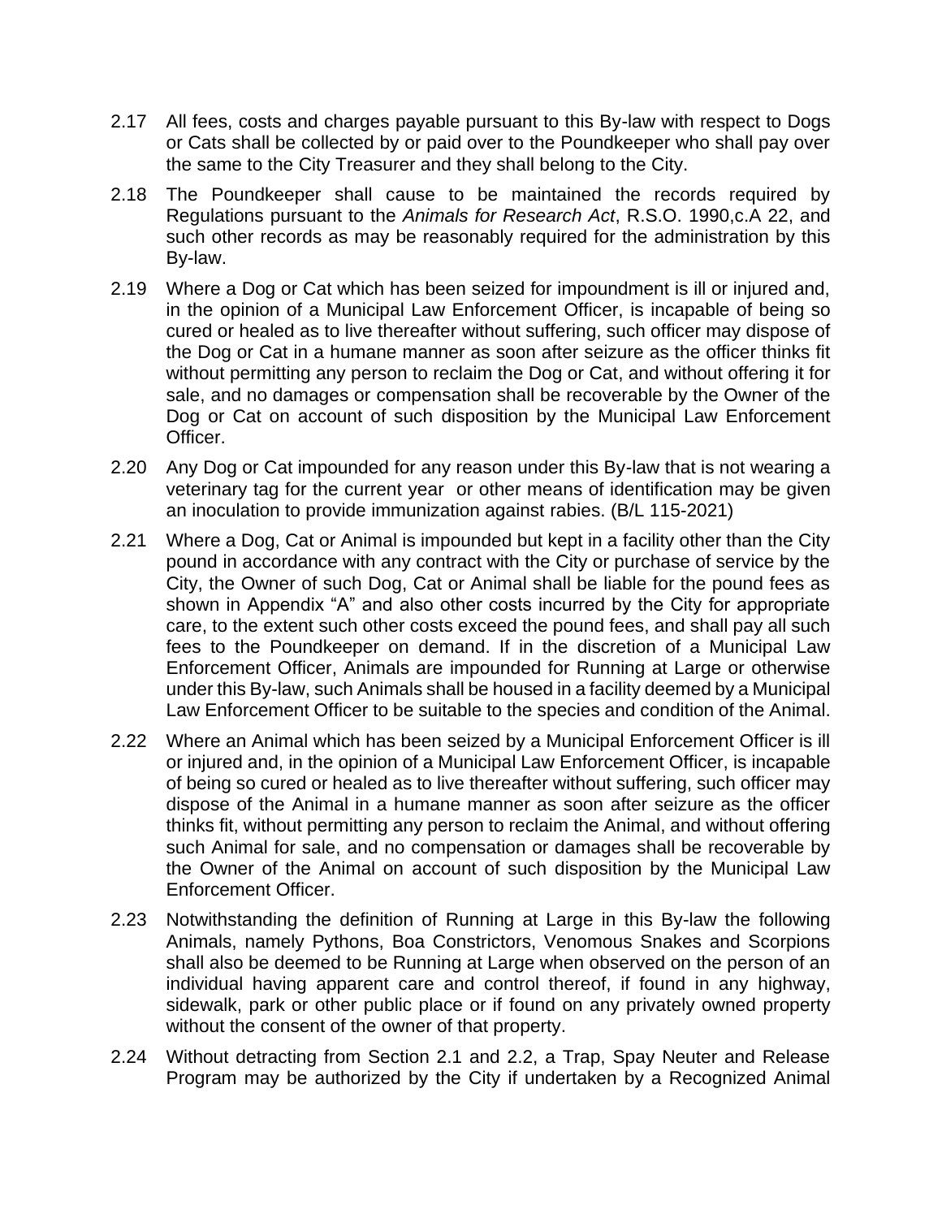2.17 All fees, costs and charges payable pursuant to this By-law with respect to Dogs or Cats shall be collected by or paid over to the Poundkeeper who shall pay over the same to the City Treasurer and they shall belong to the City.

2.18 The Poundkeeper shall cause to be maintained the records required by Regulations pursuant to the *Animals for Research Act*, R.S.O. 1990,c.A 22, and such other records as may be reasonably required for the administration by this By-law.

2.19 Where a Dog or Cat which has been seized for impoundment is ill or injured and, in the opinion of a Municipal Law Enforcement Officer, is incapable of being so cured or healed as to live thereafter without suffering, such officer may dispose of the Dog or Cat in a humane manner as soon after seizure as the officer thinks fit without permitting any person to reclaim the Dog or Cat, and without offering it for sale, and no damages or compensation shall be recoverable by the Owner of the Dog or Cat on account of such disposition by the Municipal Law Enforcement Officer.

2.20 Any Dog or Cat impounded for any reason under this By-law that is not wearing a veterinary tag for the current year or other means of identification may be given an inoculation to provide immunization against rabies. (B/L 115-2021)

2.21 Where a Dog, Cat or Animal is impounded but kept in a facility other than the City pound in accordance with any contract with the City or purchase of service by the City, the Owner of such Dog, Cat or Animal shall be liable for the pound fees as shown in Appendix "A" and also other costs incurred by the City for appropriate care, to the extent such other costs exceed the pound fees, and shall pay all such fees to the Poundkeeper on demand. If in the discretion of a Municipal Law Enforcement Officer, Animals are impounded for Running at Large or otherwise under this By-law, such Animals shall be housed in a facility deemed by a Municipal Law Enforcement Officer to be suitable to the species and condition of the Animal.

2.22 Where an Animal which has been seized by a Municipal Enforcement Officer is ill or injured and, in the opinion of a Municipal Law Enforcement Officer, is incapable of being so cured or healed as to live thereafter without suffering, such officer may dispose of the Animal in a humane manner as soon after seizure as the officer thinks fit, without permitting any person to reclaim the Animal, and without offering such Animal for sale, and no compensation or damages shall be recoverable by the Owner of the Animal on account of such disposition by the Municipal Law Enforcement Officer.

2.23 Notwithstanding the definition of Running at Large in this By-law the following Animals, namely Pythons, Boa Constrictors, Venomous Snakes and Scorpions shall also be deemed to be Running at Large when observed on the person of an individual having apparent care and control thereof, if found in any highway, sidewalk, park or other public place or if found on any privately owned property without the consent of the owner of that property.

2.24 Without detracting from Section 2.1 and 2.2, a Trap, Spay Neuter and Release Program may be authorized by the City if undertaken by a Recognized Animal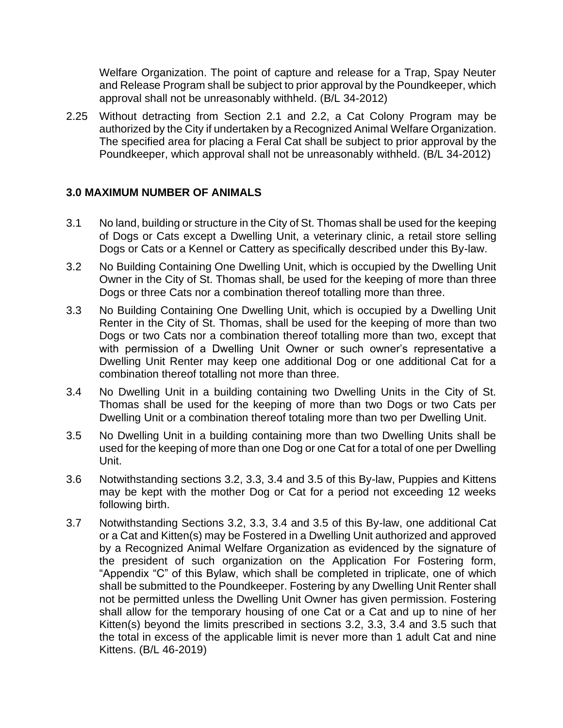Welfare Organization. The point of capture and release for a Trap, Spay Neuter and Release Program shall be subject to prior approval by the Poundkeeper, which approval shall not be unreasonably withheld. (B/L 34-2012)

2.25 Without detracting from Section 2.1 and 2.2, a Cat Colony Program may be authorized by the City if undertaken by a Recognized Animal Welfare Organization. The specified area for placing a Feral Cat shall be subject to prior approval by the Poundkeeper, which approval shall not be unreasonably withheld. (B/L 34-2012)

## 3.0 MAXIMUM NUMBER OF ANIMALS

3.1 No land, building or structure in the City of St. Thomas shall be used for the keeping of Dogs or Cats except a Dwelling Unit, a veterinary clinic, a retail store selling Dogs or Cats or a Kennel or Cattery as specifically described under this By-law.

3.2 No Building Containing One Dwelling Unit, which is occupied by the Dwelling Unit Owner in the City of St. Thomas shall, be used for the keeping of more than three Dogs or three Cats nor a combination thereof totalling more than three.

3.3 No Building Containing One Dwelling Unit, which is occupied by a Dwelling Unit Renter in the City of St. Thomas, shall be used for the keeping of more than two Dogs or two Cats nor a combination thereof totalling more than two, except that with permission of a Dwelling Unit Owner or such owner's representative a Dwelling Unit Renter may keep one additional Dog or one additional Cat for a combination thereof totalling not more than three.

3.4 No Dwelling Unit in a building containing two Dwelling Units in the City of St. Thomas shall be used for the keeping of more than two Dogs or two Cats per Dwelling Unit or a combination thereof totaling more than two per Dwelling Unit.

3.5 No Dwelling Unit in a building containing more than two Dwelling Units shall be used for the keeping of more than one Dog or one Cat for a total of one per Dwelling Unit.

3.6 Notwithstanding sections 3.2, 3.3, 3.4 and 3.5 of this By-law, Puppies and Kittens may be kept with the mother Dog or Cat for a period not exceeding 12 weeks following birth.

3.7 Notwithstanding Sections 3.2, 3.3, 3.4 and 3.5 of this By-law, one additional Cat or a Cat and Kitten(s) may be Fostered in a Dwelling Unit authorized and approved by a Recognized Animal Welfare Organization as evidenced by the signature of the president of such organization on the Application For Fostering form, "Appendix "C" of this Bylaw, which shall be completed in triplicate, one of which shall be submitted to the Poundkeeper. Fostering by any Dwelling Unit Renter shall not be permitted unless the Dwelling Unit Owner has given permission. Fostering shall allow for the temporary housing of one Cat or a Cat and up to nine of her Kitten(s) beyond the limits prescribed in sections 3.2, 3.3, 3.4 and 3.5 such that the total in excess of the applicable limit is never more than 1 adult Cat and nine Kittens. (B/L 46-2019)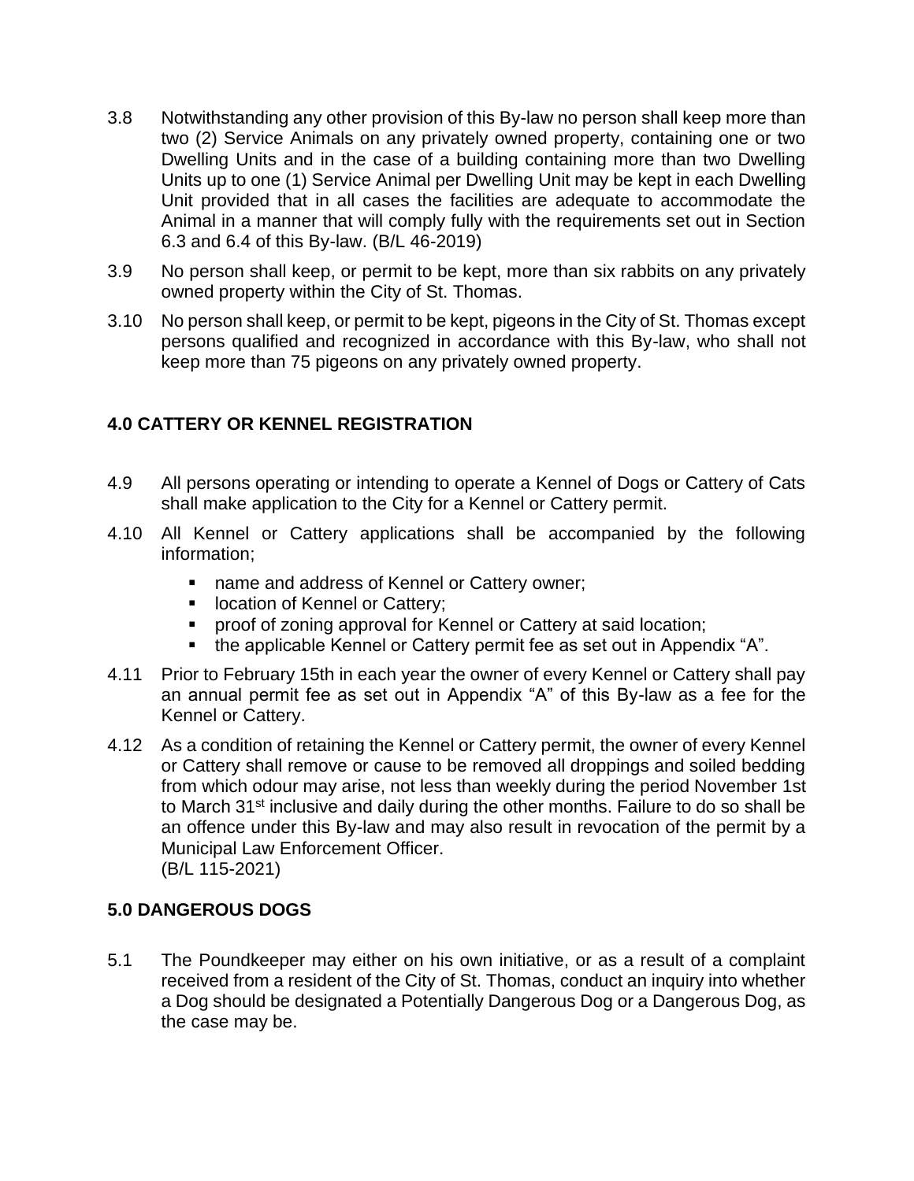3.8 Notwithstanding any other provision of this By-law no person shall keep more than two (2) Service Animals on any privately owned property, containing one or two Dwelling Units and in the case of a building containing more than two Dwelling Units up to one (1) Service Animal per Dwelling Unit may be kept in each Dwelling Unit provided that in all cases the facilities are adequate to accommodate the Animal in a manner that will comply fully with the requirements set out in Section 6.3 and 6.4 of this By-law. (B/L 46-2019)

3.9 No person shall keep, or permit to be kept, more than six rabbits on any privately owned property within the City of St. Thomas.

3.10 No person shall keep, or permit to be kept, pigeons in the City of St. Thomas except persons qualified and recognized in accordance with this By-law, who shall not keep more than 75 pigeons on any privately owned property.

## 4.0 CATTERY OR KENNEL REGISTRATION

4.9 All persons operating or intending to operate a Kennel of Dogs or Cattery of Cats shall make application to the City for a Kennel or Cattery permit.

4.10 All Kennel or Cattery applications shall be accompanied by the following information;

- name and address of Kennel or Cattery owner;
- location of Kennel or Cattery;
- proof of zoning approval for Kennel or Cattery at said location;
- the applicable Kennel or Cattery permit fee as set out in Appendix "A".

4.11 Prior to February 15th in each year the owner of every Kennel or Cattery shall pay an annual permit fee as set out in Appendix "A" of this By-law as a fee for the Kennel or Cattery.

4.12 As a condition of retaining the Kennel or Cattery permit, the owner of every Kennel or Cattery shall remove or cause to be removed all droppings and soiled bedding from which odour may arise, not less than weekly during the period November 1st to March 31st inclusive and daily during the other months. Failure to do so shall be an offence under this By-law and may also result in revocation of the permit by a Municipal Law Enforcement Officer.
(B/L 115-2021)

## 5.0 DANGEROUS DOGS

5.1 The Poundkeeper may either on his own initiative, or as a result of a complaint received from a resident of the City of St. Thomas, conduct an inquiry into whether a Dog should be designated a Potentially Dangerous Dog or a Dangerous Dog, as the case may be.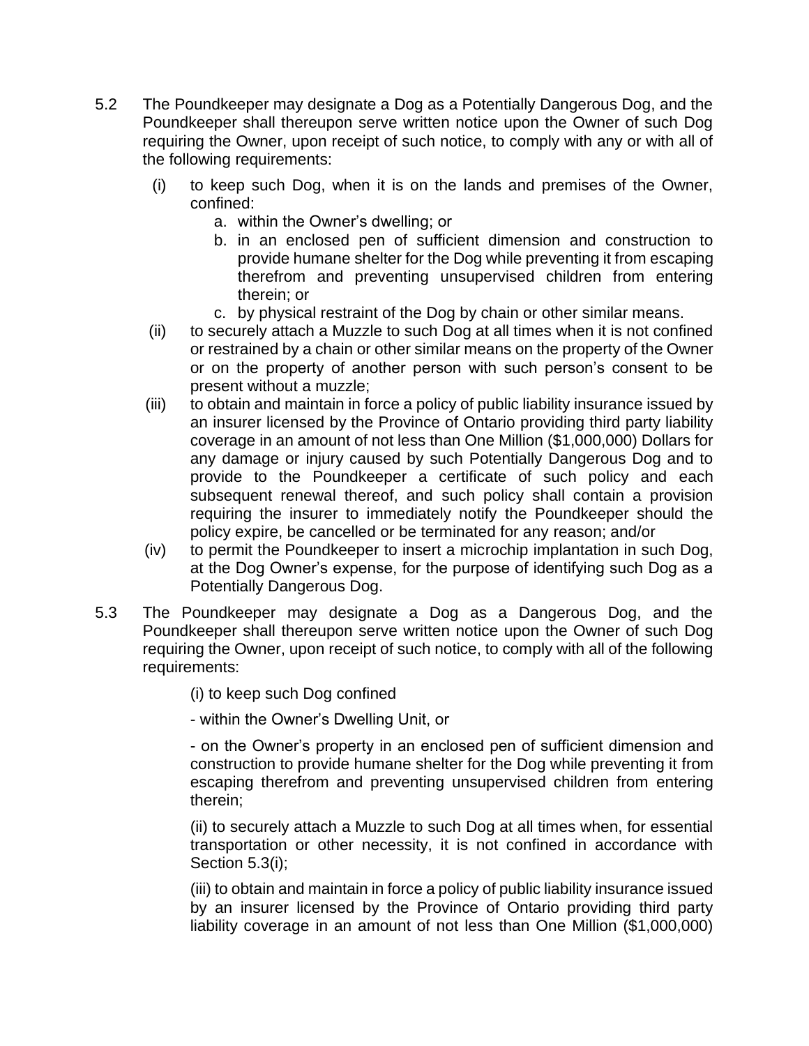5.2 The Poundkeeper may designate a Dog as a Potentially Dangerous Dog, and the Poundkeeper shall thereupon serve written notice upon the Owner of such Dog requiring the Owner, upon receipt of such notice, to comply with any or with all of the following requirements:

- (i) to keep such Dog, when it is on the lands and premises of the Owner, confined:
  - a. within the Owner's dwelling; or
  - b. in an enclosed pen of sufficient dimension and construction to provide humane shelter for the Dog while preventing it from escaping therefrom and preventing unsupervised children from entering therein; or
  - c. by physical restraint of the Dog by chain or other similar means.
- (ii) to securely attach a Muzzle to such Dog at all times when it is not confined or restrained by a chain or other similar means on the property of the Owner or on the property of another person with such person's consent to be present without a muzzle;
- (iii) to obtain and maintain in force a policy of public liability insurance issued by an insurer licensed by the Province of Ontario providing third party liability coverage in an amount of not less than One Million ($1,000,000) Dollars for any damage or injury caused by such Potentially Dangerous Dog and to provide to the Poundkeeper a certificate of such policy and each subsequent renewal thereof, and such policy shall contain a provision requiring the insurer to immediately notify the Poundkeeper should the policy expire, be cancelled or be terminated for any reason; and/or
- (iv) to permit the Poundkeeper to insert a microchip implantation in such Dog, at the Dog Owner's expense, for the purpose of identifying such Dog as a Potentially Dangerous Dog.

5.3 The Poundkeeper may designate a Dog as a Dangerous Dog, and the Poundkeeper shall thereupon serve written notice upon the Owner of such Dog requiring the Owner, upon receipt of such notice, to comply with all of the following requirements:

(i) to keep such Dog confined

- within the Owner's Dwelling Unit, or

- on the Owner's property in an enclosed pen of sufficient dimension and construction to provide humane shelter for the Dog while preventing it from escaping therefrom and preventing unsupervised children from entering therein;

(ii) to securely attach a Muzzle to such Dog at all times when, for essential transportation or other necessity, it is not confined in accordance with Section 5.3(i);

(iii) to obtain and maintain in force a policy of public liability insurance issued by an insurer licensed by the Province of Ontario providing third party liability coverage in an amount of not less than One Million ($1,000,000)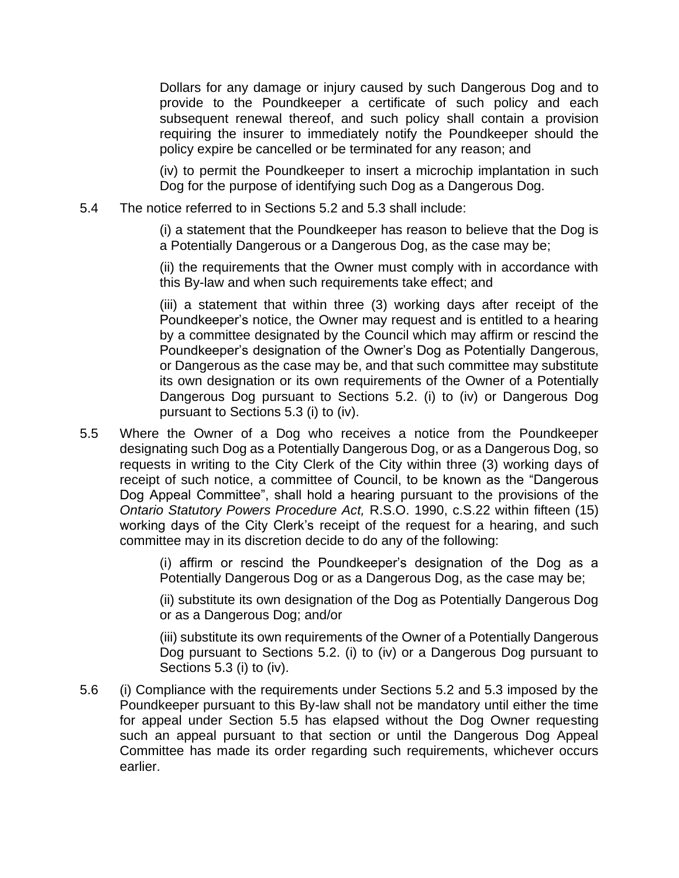Dollars for any damage or injury caused by such Dangerous Dog and to provide to the Poundkeeper a certificate of such policy and each subsequent renewal thereof, and such policy shall contain a provision requiring the insurer to immediately notify the Poundkeeper should the policy expire be cancelled or be terminated for any reason; and

(iv) to permit the Poundkeeper to insert a microchip implantation in such Dog for the purpose of identifying such Dog as a Dangerous Dog.

5.4 The notice referred to in Sections 5.2 and 5.3 shall include:

(i) a statement that the Poundkeeper has reason to believe that the Dog is a Potentially Dangerous or a Dangerous Dog, as the case may be;

(ii) the requirements that the Owner must comply with in accordance with this By-law and when such requirements take effect; and

(iii) a statement that within three (3) working days after receipt of the Poundkeeper's notice, the Owner may request and is entitled to a hearing by a committee designated by the Council which may affirm or rescind the Poundkeeper's designation of the Owner's Dog as Potentially Dangerous, or Dangerous as the case may be, and that such committee may substitute its own designation or its own requirements of the Owner of a Potentially Dangerous Dog pursuant to Sections 5.2. (i) to (iv) or Dangerous Dog pursuant to Sections 5.3 (i) to (iv).

5.5 Where the Owner of a Dog who receives a notice from the Poundkeeper designating such Dog as a Potentially Dangerous Dog, or as a Dangerous Dog, so requests in writing to the City Clerk of the City within three (3) working days of receipt of such notice, a committee of Council, to be known as the "Dangerous Dog Appeal Committee", shall hold a hearing pursuant to the provisions of the *Ontario Statutory Powers Procedure Act,* R.S.O. 1990, c.S.22 within fifteen (15) working days of the City Clerk's receipt of the request for a hearing, and such committee may in its discretion decide to do any of the following:

(i) affirm or rescind the Poundkeeper's designation of the Dog as a Potentially Dangerous Dog or as a Dangerous Dog, as the case may be;

(ii) substitute its own designation of the Dog as Potentially Dangerous Dog or as a Dangerous Dog; and/or

(iii) substitute its own requirements of the Owner of a Potentially Dangerous Dog pursuant to Sections 5.2. (i) to (iv) or a Dangerous Dog pursuant to Sections 5.3 (i) to (iv).

5.6 (i) Compliance with the requirements under Sections 5.2 and 5.3 imposed by the Poundkeeper pursuant to this By-law shall not be mandatory until either the time for appeal under Section 5.5 has elapsed without the Dog Owner requesting such an appeal pursuant to that section or until the Dangerous Dog Appeal Committee has made its order regarding such requirements, whichever occurs earlier.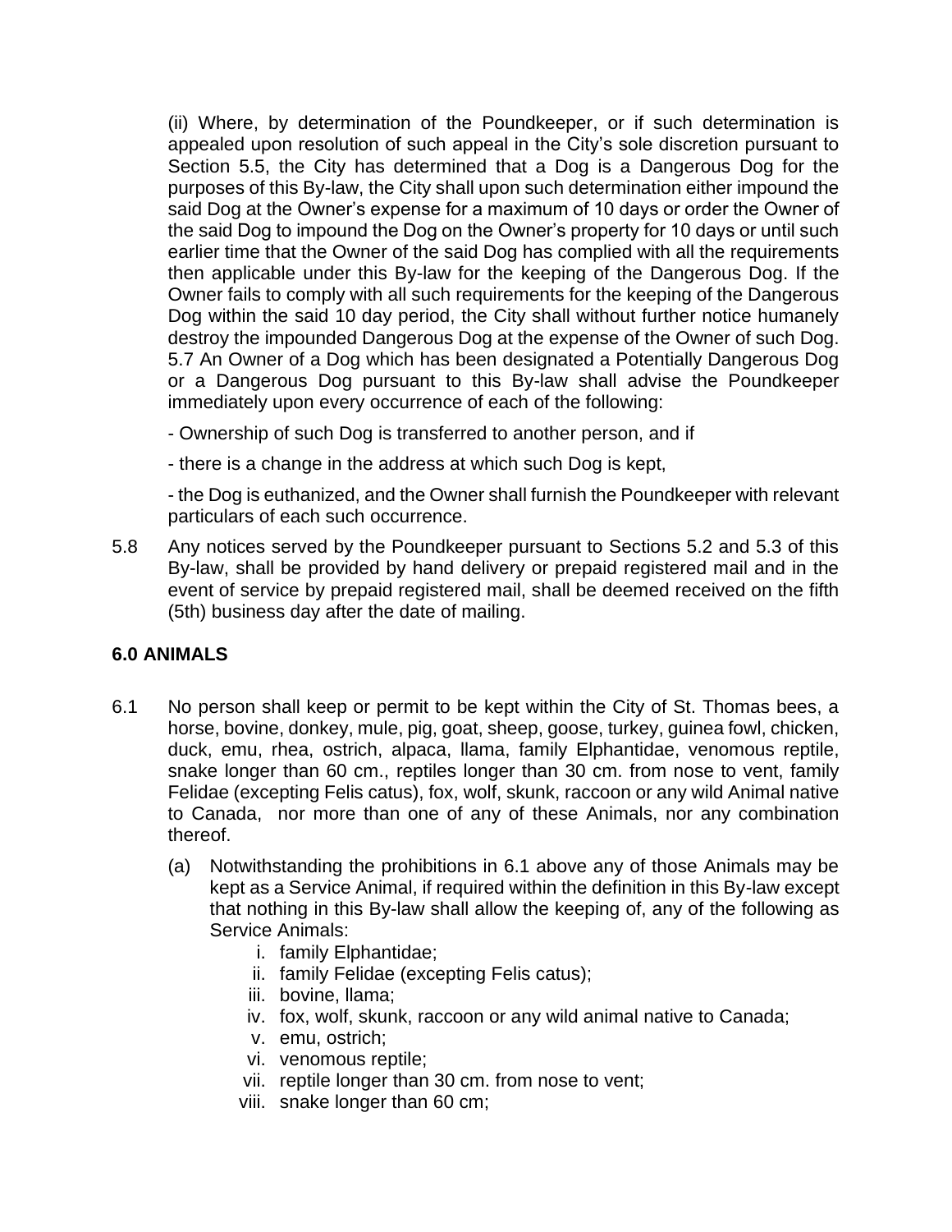(ii) Where, by determination of the Poundkeeper, or if such determination is appealed upon resolution of such appeal in the City's sole discretion pursuant to Section 5.5, the City has determined that a Dog is a Dangerous Dog for the purposes of this By-law, the City shall upon such determination either impound the said Dog at the Owner's expense for a maximum of 10 days or order the Owner of the said Dog to impound the Dog on the Owner's property for 10 days or until such earlier time that the Owner of the said Dog has complied with all the requirements then applicable under this By-law for the keeping of the Dangerous Dog. If the Owner fails to comply with all such requirements for the keeping of the Dangerous Dog within the said 10 day period, the City shall without further notice humanely destroy the impounded Dangerous Dog at the expense of the Owner of such Dog.
5.7 An Owner of a Dog which has been designated a Potentially Dangerous Dog or a Dangerous Dog pursuant to this By-law shall advise the Poundkeeper immediately upon every occurrence of each of the following:

- Ownership of such Dog is transferred to another person, and if

- there is a change in the address at which such Dog is kept,

- the Dog is euthanized, and the Owner shall furnish the Poundkeeper with relevant particulars of each such occurrence.

5.8 Any notices served by the Poundkeeper pursuant to Sections 5.2 and 5.3 of this By-law, shall be provided by hand delivery or prepaid registered mail and in the event of service by prepaid registered mail, shall be deemed received on the fifth (5th) business day after the date of mailing.

## 6.0 ANIMALS

6.1 No person shall keep or permit to be kept within the City of St. Thomas bees, a horse, bovine, donkey, mule, pig, goat, sheep, goose, turkey, guinea fowl, chicken, duck, emu, rhea, ostrich, alpaca, llama, family Elphantidae, venomous reptile, snake longer than 60 cm., reptiles longer than 30 cm. from nose to vent, family Felidae (excepting Felis catus), fox, wolf, skunk, raccoon or any wild Animal native to Canada, nor more than one of any of these Animals, nor any combination thereof.

(a) Notwithstanding the prohibitions in 6.1 above any of those Animals may be kept as a Service Animal, if required within the definition in this By-law except that nothing in this By-law shall allow the keeping of, any of the following as Service Animals:

i. family Elphantidae;
ii. family Felidae (excepting Felis catus);
iii. bovine, llama;
iv. fox, wolf, skunk, raccoon or any wild animal native to Canada;
v. emu, ostrich;
vi. venomous reptile;
vii. reptile longer than 30 cm. from nose to vent;
viii. snake longer than 60 cm;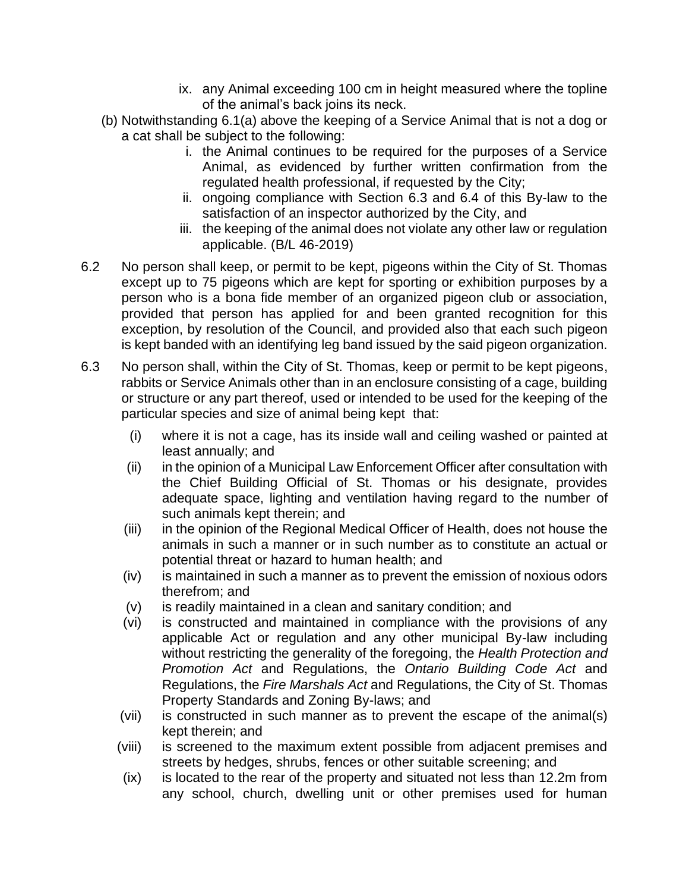ix. any Animal exceeding 100 cm in height measured where the topline of the animal's back joins its neck.

(b) Notwithstanding 6.1(a) above the keeping of a Service Animal that is not a dog or a cat shall be subject to the following:

i. the Animal continues to be required for the purposes of a Service Animal, as evidenced by further written confirmation from the regulated health professional, if requested by the City;

ii. ongoing compliance with Section 6.3 and 6.4 of this By-law to the satisfaction of an inspector authorized by the City, and

iii. the keeping of the animal does not violate any other law or regulation applicable. (B/L 46-2019)

6.2 No person shall keep, or permit to be kept, pigeons within the City of St. Thomas except up to 75 pigeons which are kept for sporting or exhibition purposes by a person who is a bona fide member of an organized pigeon club or association, provided that person has applied for and been granted recognition for this exception, by resolution of the Council, and provided also that each such pigeon is kept banded with an identifying leg band issued by the said pigeon organization.

6.3 No person shall, within the City of St. Thomas, keep or permit to be kept pigeons, rabbits or Service Animals other than in an enclosure consisting of a cage, building or structure or any part thereof, used or intended to be used for the keeping of the particular species and size of animal being kept that:

(i) where it is not a cage, has its inside wall and ceiling washed or painted at least annually; and

(ii) in the opinion of a Municipal Law Enforcement Officer after consultation with the Chief Building Official of St. Thomas or his designate, provides adequate space, lighting and ventilation having regard to the number of such animals kept therein; and

(iii) in the opinion of the Regional Medical Officer of Health, does not house the animals in such a manner or in such number as to constitute an actual or potential threat or hazard to human health; and

(iv) is maintained in such a manner as to prevent the emission of noxious odors therefrom; and

(v) is readily maintained in a clean and sanitary condition; and

(vi) is constructed and maintained in compliance with the provisions of any applicable Act or regulation and any other municipal By-law including without restricting the generality of the foregoing, the *Health Protection and Promotion Act* and Regulations, the *Ontario Building Code Act* and Regulations, the *Fire Marshals Act* and Regulations, the City of St. Thomas Property Standards and Zoning By-laws; and

(vii) is constructed in such manner as to prevent the escape of the animal(s) kept therein; and

(viii) is screened to the maximum extent possible from adjacent premises and streets by hedges, shrubs, fences or other suitable screening; and

(ix) is located to the rear of the property and situated not less than 12.2m from any school, church, dwelling unit or other premises used for human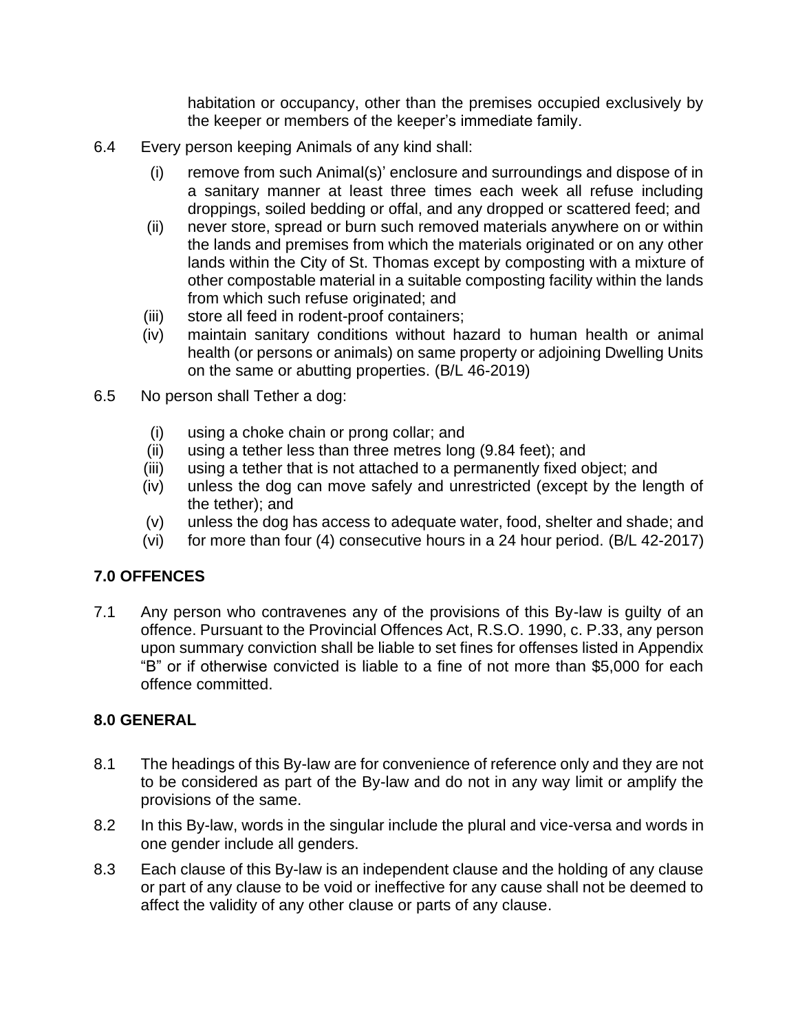habitation or occupancy, other than the premises occupied exclusively by the keeper or members of the keeper's immediate family.

6.4 Every person keeping Animals of any kind shall:

(i) remove from such Animal(s)' enclosure and surroundings and dispose of in a sanitary manner at least three times each week all refuse including droppings, soiled bedding or offal, and any dropped or scattered feed; and

(ii) never store, spread or burn such removed materials anywhere on or within the lands and premises from which the materials originated or on any other lands within the City of St. Thomas except by composting with a mixture of other compostable material in a suitable composting facility within the lands from which such refuse originated; and

(iii) store all feed in rodent-proof containers;

(iv) maintain sanitary conditions without hazard to human health or animal health (or persons or animals) on same property or adjoining Dwelling Units on the same or abutting properties. (B/L 46-2019)

6.5 No person shall Tether a dog:

(i) using a choke chain or prong collar; and

(ii) using a tether less than three metres long (9.84 feet); and

(iii) using a tether that is not attached to a permanently fixed object; and

(iv) unless the dog can move safely and unrestricted (except by the length of the tether); and

(v) unless the dog has access to adequate water, food, shelter and shade; and

(vi) for more than four (4) consecutive hours in a 24 hour period. (B/L 42-2017)

## 7.0 OFFENCES

7.1 Any person who contravenes any of the provisions of this By-law is guilty of an offence. Pursuant to the Provincial Offences Act, R.S.O. 1990, c. P.33, any person upon summary conviction shall be liable to set fines for offenses listed in Appendix "B" or if otherwise convicted is liable to a fine of not more than $5,000 for each offence committed.

## 8.0 GENERAL

8.1 The headings of this By-law are for convenience of reference only and they are not to be considered as part of the By-law and do not in any way limit or amplify the provisions of the same.

8.2 In this By-law, words in the singular include the plural and vice-versa and words in one gender include all genders.

8.3 Each clause of this By-law is an independent clause and the holding of any clause or part of any clause to be void or ineffective for any cause shall not be deemed to affect the validity of any other clause or parts of any clause.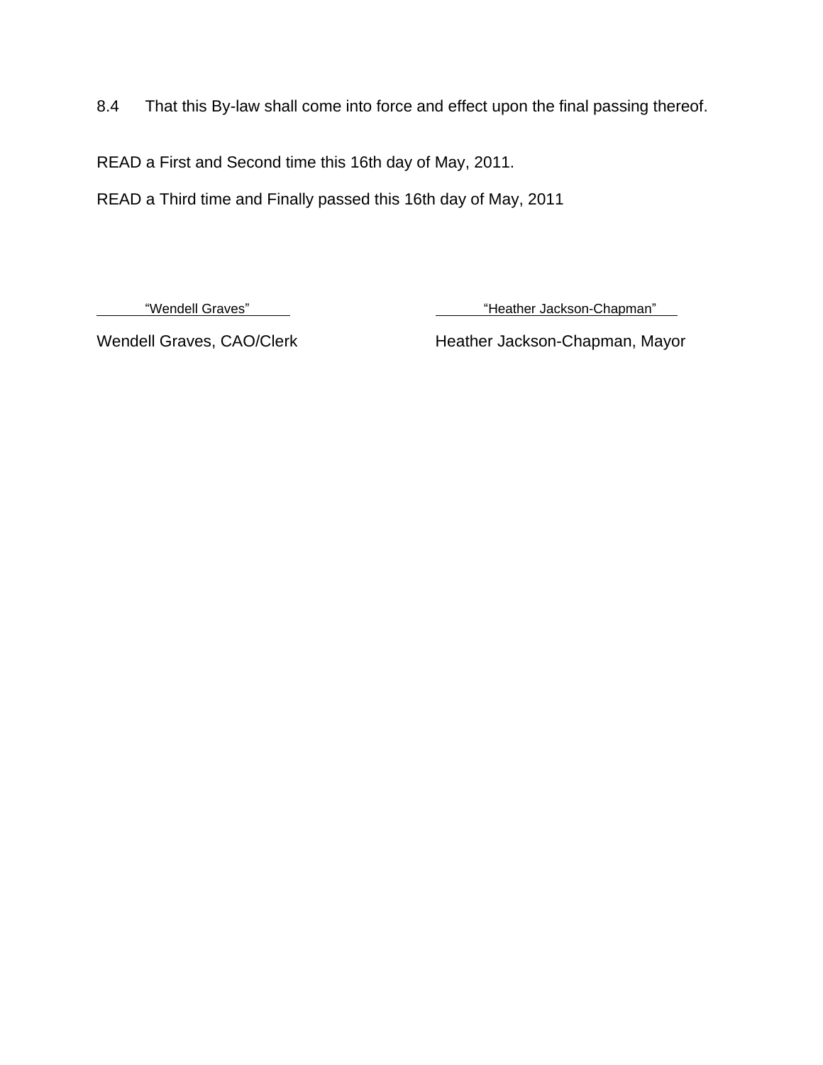8.4 That this By-law shall come into force and effect upon the final passing thereof.

READ a First and Second time this 16th day of May, 2011.

READ a Third time and Finally passed this 16th day of May, 2011

| “Wendell Graves” | “Heather Jackson-Chapman” |
| --- | --- |
| Wendell Graves, CAO/Clerk | Heather Jackson-Chapman, Mayor |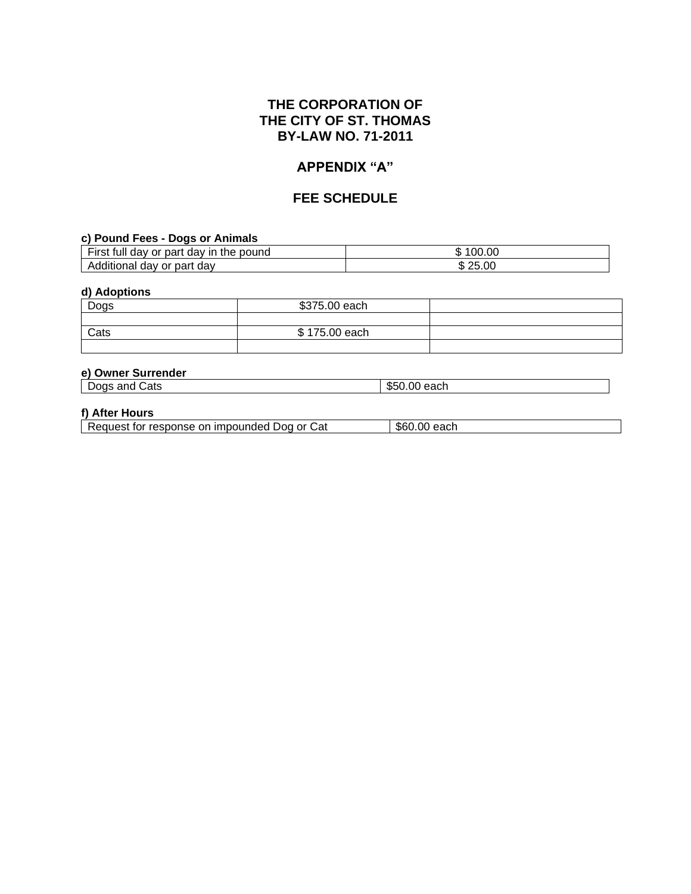# THE CORPORATION OF THE CITY OF ST. THOMAS BY-LAW NO. 71-2011

## APPENDIX "A"

## FEE SCHEDULE

**c) Pound Fees - Dogs or Animals**

| | |
|---|---|
| First full day or part day in the pound | $ 100.00 |
| Additional day or part day | $ 25.00 |

**d) Adoptions**

| | | |
|---|---|---|
| Dogs | $375.00 each | |
| | | |
| Cats | $ 175.00 each | |
| | | |

**e) Owner Surrender**

| | |
|---|---|
| Dogs and Cats | $50.00 each |

**f) After Hours**

| | |
|---|---|
| Request for response on impounded Dog or Cat | $60.00 each |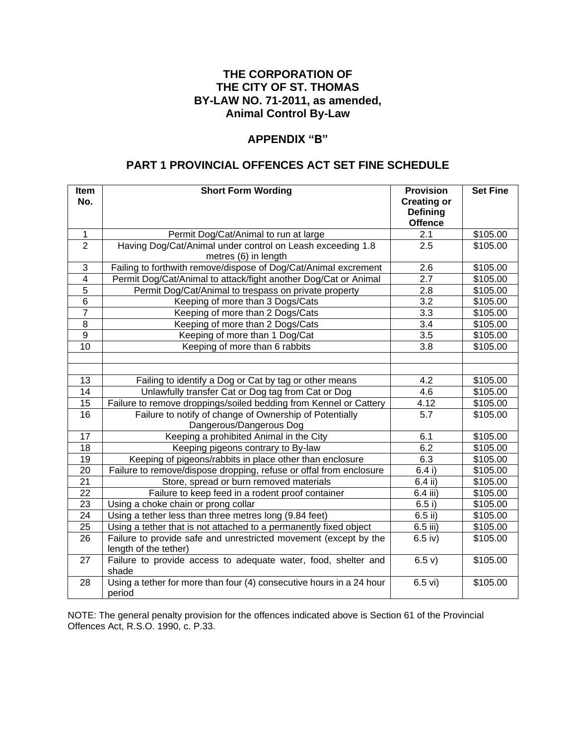**THE CORPORATION OF**
**THE CITY OF ST. THOMAS**
**BY-LAW NO. 71-2011, as amended,**
**Animal Control By-Law**

## APPENDIX "B"

## PART 1 PROVINCIAL OFFENCES ACT SET FINE SCHEDULE

| Item No. | Short Form Wording | Provision Creating or Defining Offence | Set Fine |
|---|---|---|---|
| 1 | Permit Dog/Cat/Animal to run at large | 2.1 | $105.00 |
| 2 | Having Dog/Cat/Animal under control on Leash exceeding 1.8 metres (6) in length | 2.5 | $105.00 |
| 3 | Failing to forthwith remove/dispose of Dog/Cat/Animal excrement | 2.6 | $105.00 |
| 4 | Permit Dog/Cat/Animal to attack/fight another Dog/Cat or Animal | 2.7 | $105.00 |
| 5 | Permit Dog/Cat/Animal to trespass on private property | 2.8 | $105.00 |
| 6 | Keeping of more than 3 Dogs/Cats | 3.2 | $105.00 |
| 7 | Keeping of more than 2 Dogs/Cats | 3.3 | $105.00 |
| 8 | Keeping of more than 2 Dogs/Cats | 3.4 | $105.00 |
| 9 | Keeping of more than 1 Dog/Cat | 3.5 | $105.00 |
| 10 | Keeping of more than 6 rabbits | 3.8 | $105.00 |
| | | | |
| | | | |
| 13 | Failing to identify a Dog or Cat by tag or other means | 4.2 | $105.00 |
| 14 | Unlawfully transfer Cat or Dog tag from Cat or Dog | 4.6 | $105.00 |
| 15 | Failure to remove droppings/soiled bedding from Kennel or Cattery | 4.12 | $105.00 |
| 16 | Failure to notify of change of Ownership of Potentially Dangerous/Dangerous Dog | 5.7 | $105.00 |
| 17 | Keeping a prohibited Animal in the City | 6.1 | $105.00 |
| 18 | Keeping pigeons contrary to By-law | 6.2 | $105.00 |
| 19 | Keeping of pigeons/rabbits in place other than enclosure | 6.3 | $105.00 |
| 20 | Failure to remove/dispose dropping, refuse or offal from enclosure | 6.4 i) | $105.00 |
| 21 | Store, spread or burn removed materials | 6.4 ii) | $105.00 |
| 22 | Failure to keep feed in a rodent proof container | 6.4 iii) | $105.00 |
| 23 | Using a choke chain or prong collar | 6.5 i) | $105.00 |
| 24 | Using a tether less than three metres long (9.84 feet) | 6.5 ii) | $105.00 |
| 25 | Using a tether that is not attached to a permanently fixed object | 6.5 iii) | $105.00 |
| 26 | Failure to provide safe and unrestricted movement (except by the length of the tether) | 6.5 iv) | $105.00 |
| 27 | Failure to provide access to adequate water, food, shelter and shade | 6.5 v) | $105.00 |
| 28 | Using a tether for more than four (4) consecutive hours in a 24 hour period | 6.5 vi) | $105.00 |

NOTE: The general penalty provision for the offences indicated above is Section 61 of the Provincial Offences Act, R.S.O. 1990, c. P.33.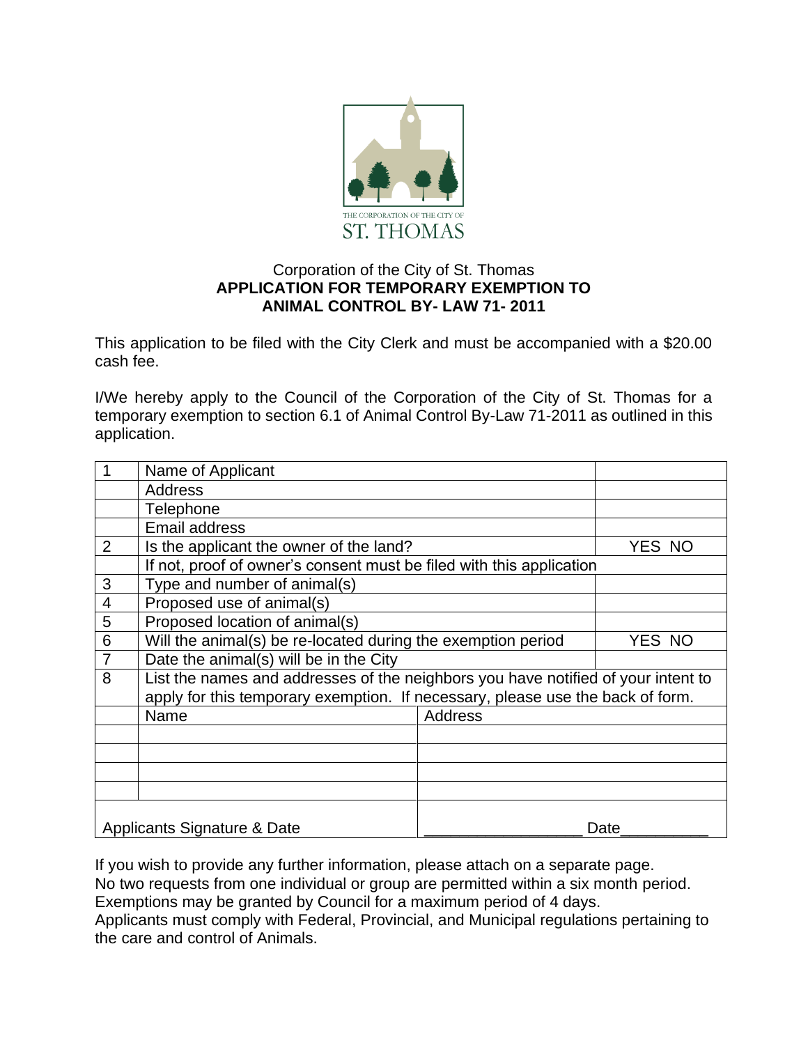THE CORPORATION OF THE CITY OF
ST. THOMAS

Corporation of the City of St. Thomas

**APPLICATION FOR TEMPORARY EXEMPTION TO ANIMAL CONTROL BY- LAW 71- 2011**

This application to be filed with the City Clerk and must be accompanied with a $20.00 cash fee.

I/We hereby apply to the Council of the Corporation of the City of St. Thomas for a temporary exemption to section 6.1 of Animal Control By-Law 71-2011 as outlined in this application.

| | | | |
|---|---|---|---|
| 1 | Name of Applicant | | |
| | Address | | |
| | Telephone | | |
| | Email address | | |
| 2 | Is the applicant the owner of the land? | | YES NO |
| | If not, proof of owner's consent must be filed with this application | | |
| 3 | Type and number of animal(s) | | |
| 4 | Proposed use of animal(s) | | |
| 5 | Proposed location of animal(s) | | |
| 6 | Will the animal(s) be re-located during the exemption period | | YES NO |
| 7 | Date the animal(s) will be in the City | | |
| 8 | List the names and addresses of the neighbors you have notified of your intent to apply for this temporary exemption. If necessary, please use the back of form. | | |
| | Name | Address | |
| | | | |
| | | | |
| | | | |
| | | | |
| Applicants Signature & Date | | __________________ Date__________ | |

If you wish to provide any further information, please attach on a separate page.
No two requests from one individual or group are permitted within a six month period.
Exemptions may be granted by Council for a maximum period of 4 days.
Applicants must comply with Federal, Provincial, and Municipal regulations pertaining to the care and control of Animals.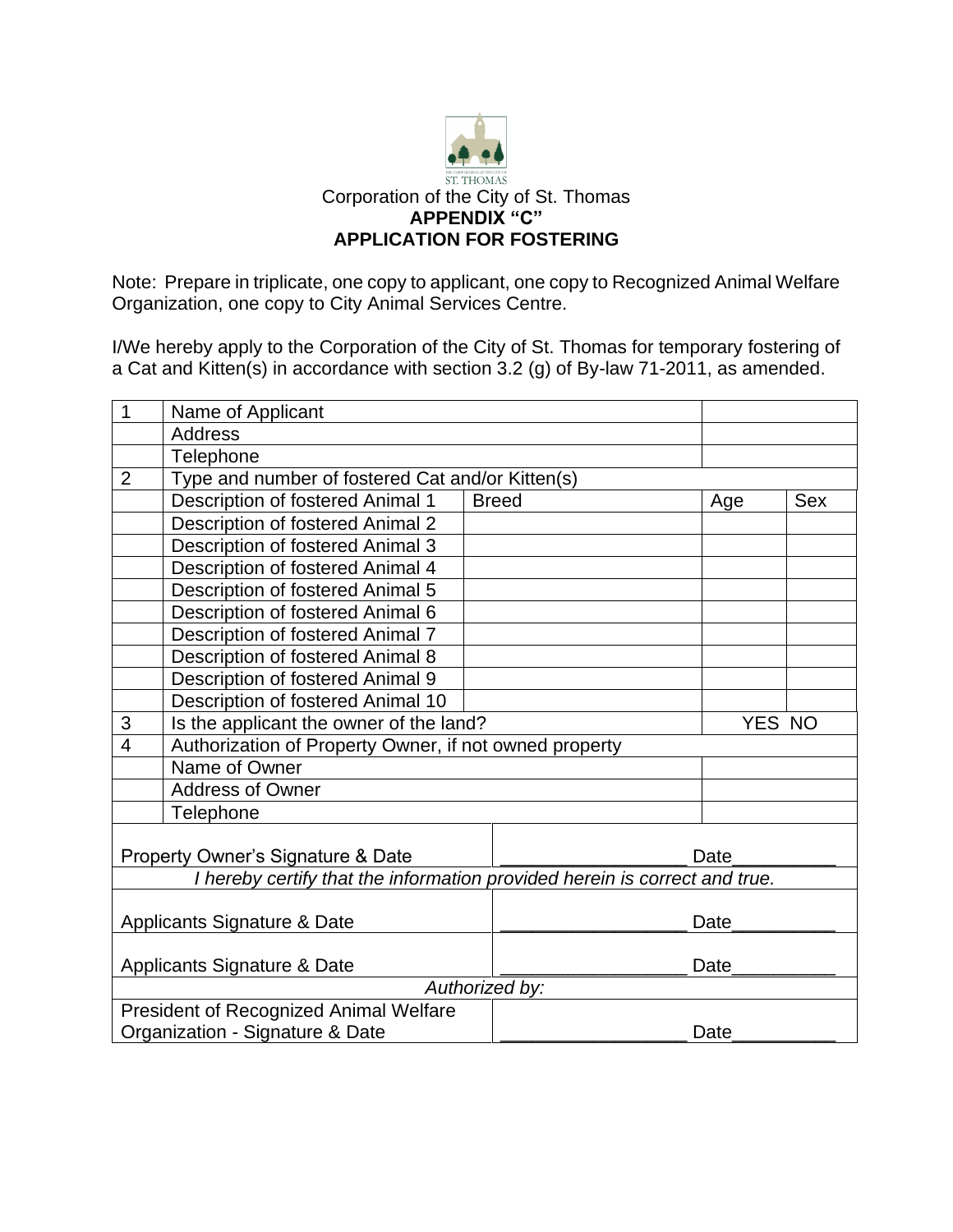Corporation of the City of St. Thomas

**APPENDIX "C"**

**APPLICATION FOR FOSTERING**

Note: Prepare in triplicate, one copy to applicant, one copy to Recognized Animal Welfare Organization, one copy to City Animal Services Centre.

I/We hereby apply to the Corporation of the City of St. Thomas for temporary fostering of a Cat and Kitten(s) in accordance with section 3.2 (g) of By-law 71-2011, as amended.

| | | | | |
|---|---|---|---|---|
| 1 | Name of Applicant | | | |
| | Address | | | |
| | Telephone | | | |
| 2 | Type and number of fostered Cat and/or Kitten(s) | | | |
| | Description of fostered Animal 1 | Breed | Age | Sex |
| | Description of fostered Animal 2 | | | |
| | Description of fostered Animal 3 | | | |
| | Description of fostered Animal 4 | | | |
| | Description of fostered Animal 5 | | | |
| | Description of fostered Animal 6 | | | |
| | Description of fostered Animal 7 | | | |
| | Description of fostered Animal 8 | | | |
| | Description of fostered Animal 9 | | | |
| | Description of fostered Animal 10 | | | |
| 3 | Is the applicant the owner of the land? | | YES NO | |
| 4 | Authorization of Property Owner, if not owned property | | | |
| | Name of Owner | | | |
| | Address of Owner | | | |
| | Telephone | | | |

| | |
|---|---|
| Property Owner's Signature & Date | ____________________ Date__________ |
| *I hereby certify that the information provided herein is correct and true.* | |
| Applicants Signature & Date | ____________________ Date__________ |
| Applicants Signature & Date | ____________________ Date__________ |
| *Authorized by:* | |
| President of Recognized Animal Welfare Organization - Signature & Date | ____________________ Date__________ |